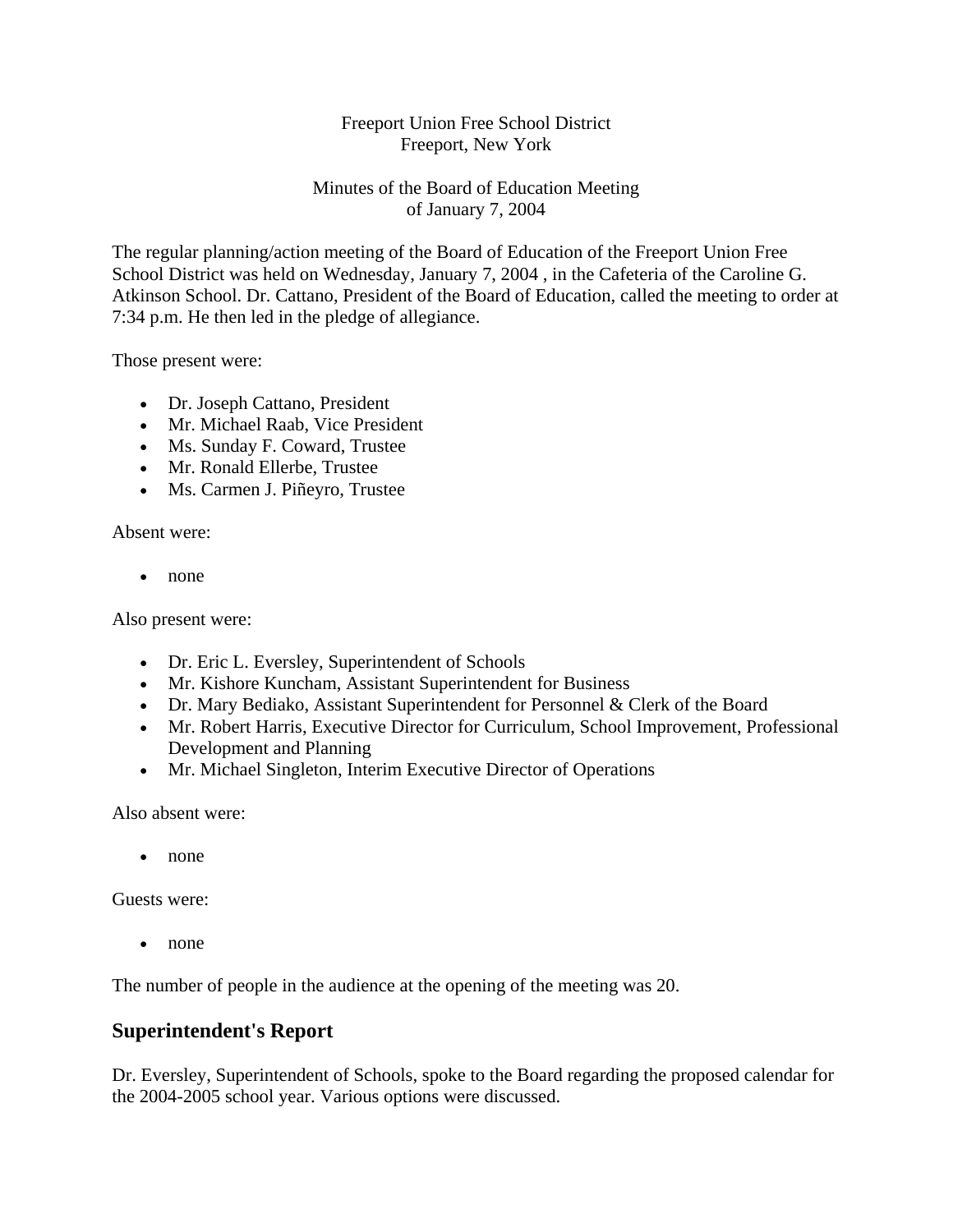Freeport Union Free School District
Freeport, New York

Minutes of the Board of Education Meeting
of January 7, 2004

The regular planning/action meeting of the Board of Education of the Freeport Union Free School District was held on Wednesday, January 7, 2004 , in the Cafeteria of the Caroline G. Atkinson School. Dr. Cattano, President of the Board of Education, called the meeting to order at 7:34 p.m. He then led in the pledge of allegiance.

Those present were:

- Dr. Joseph Cattano, President
- Mr. Michael Raab, Vice President
- Ms. Sunday F. Coward, Trustee
- Mr. Ronald Ellerbe, Trustee
- Ms. Carmen J. Piñeyro, Trustee

Absent were:

- none

Also present were:

- Dr. Eric L. Eversley, Superintendent of Schools
- Mr. Kishore Kuncham, Assistant Superintendent for Business
- Dr. Mary Bediako, Assistant Superintendent for Personnel & Clerk of the Board
- Mr. Robert Harris, Executive Director for Curriculum, School Improvement, Professional Development and Planning
- Mr. Michael Singleton, Interim Executive Director of Operations

Also absent were:

- none

Guests were:

- none

The number of people in the audience at the opening of the meeting was 20.

## Superintendent's Report

Dr. Eversley, Superintendent of Schools, spoke to the Board regarding the proposed calendar for the 2004-2005 school year. Various options were discussed.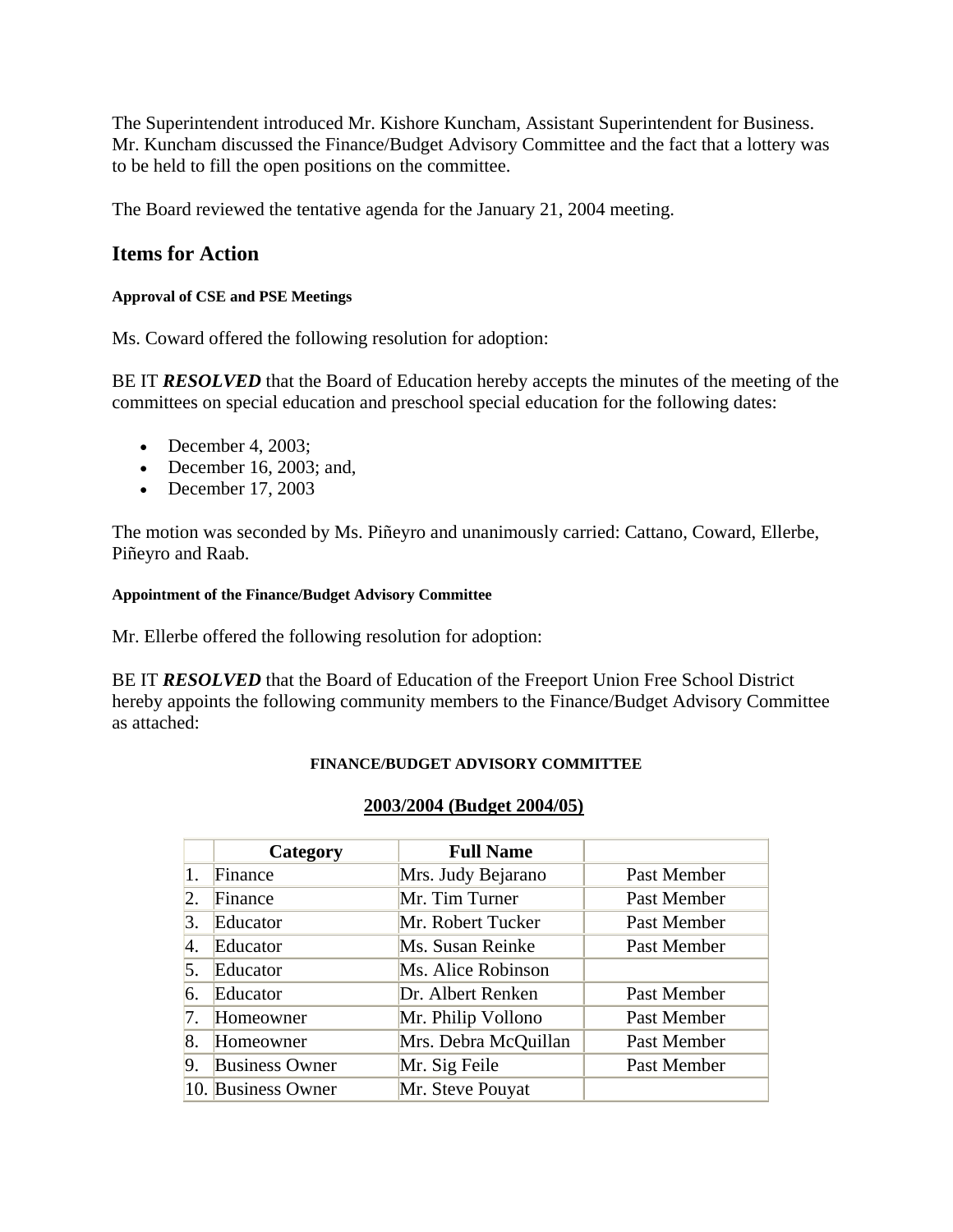The Superintendent introduced Mr. Kishore Kuncham, Assistant Superintendent for Business. Mr. Kuncham discussed the Finance/Budget Advisory Committee and the fact that a lottery was to be held to fill the open positions on the committee.

The Board reviewed the tentative agenda for the January 21, 2004 meeting.

## Items for Action

##### Approval of CSE and PSE Meetings

Ms. Coward offered the following resolution for adoption:

BE IT ***RESOLVED*** that the Board of Education hereby accepts the minutes of the meeting of the committees on special education and preschool special education for the following dates:

- December 4, 2003;
- December 16, 2003; and,
- December 17, 2003

The motion was seconded by Ms. Piñeyro and unanimously carried: Cattano, Coward, Ellerbe, Piñeyro and Raab.

##### Appointment of the Finance/Budget Advisory Committee

Mr. Ellerbe offered the following resolution for adoption:

BE IT ***RESOLVED*** that the Board of Education of the Freeport Union Free School District hereby appoints the following community members to the Finance/Budget Advisory Committee as attached:

**FINANCE/BUDGET ADVISORY COMMITTEE**

**2003/2004 (Budget 2004/05)**

| | Category | Full Name | |
|---|---|---|---|
| 1. | Finance | Mrs. Judy Bejarano | Past Member |
| 2. | Finance | Mr. Tim Turner | Past Member |
| 3. | Educator | Mr. Robert Tucker | Past Member |
| 4. | Educator | Ms. Susan Reinke | Past Member |
| 5. | Educator | Ms. Alice Robinson | |
| 6. | Educator | Dr. Albert Renken | Past Member |
| 7. | Homeowner | Mr. Philip Vollono | Past Member |
| 8. | Homeowner | Mrs. Debra McQuillan | Past Member |
| 9. | Business Owner | Mr. Sig Feile | Past Member |
| 10. | Business Owner | Mr. Steve Pouyat | |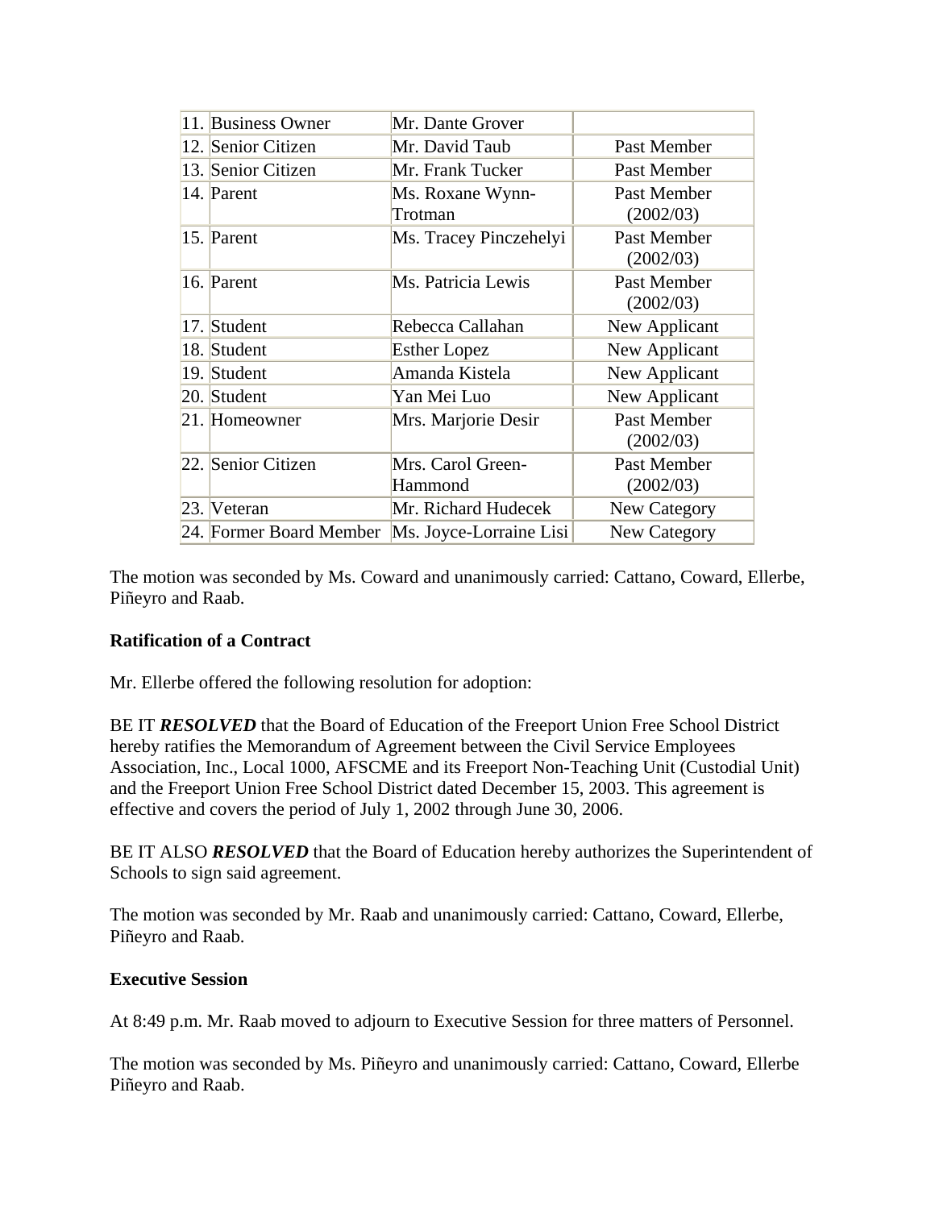| | | | |
|---|---|---|---|
| 11. | Business Owner | Mr. Dante Grover | |
| 12. | Senior Citizen | Mr. David Taub | Past Member |
| 13. | Senior Citizen | Mr. Frank Tucker | Past Member |
| 14. | Parent | Ms. Roxane Wynn-Trotman | Past Member (2002/03) |
| 15. | Parent | Ms. Tracey Pinczehelyi | Past Member (2002/03) |
| 16. | Parent | Ms. Patricia Lewis | Past Member (2002/03) |
| 17. | Student | Rebecca Callahan | New Applicant |
| 18. | Student | Esther Lopez | New Applicant |
| 19. | Student | Amanda Kistela | New Applicant |
| 20. | Student | Yan Mei Luo | New Applicant |
| 21. | Homeowner | Mrs. Marjorie Desir | Past Member (2002/03) |
| 22. | Senior Citizen | Mrs. Carol Green-Hammond | Past Member (2002/03) |
| 23. | Veteran | Mr. Richard Hudecek | New Category |
| 24. | Former Board Member | Ms. Joyce-Lorraine Lisi | New Category |

The motion was seconded by Ms. Coward and unanimously carried: Cattano, Coward, Ellerbe, Piñeyro and Raab.

**Ratification of a Contract**

Mr. Ellerbe offered the following resolution for adoption:

BE IT ***RESOLVED*** that the Board of Education of the Freeport Union Free School District hereby ratifies the Memorandum of Agreement between the Civil Service Employees Association, Inc., Local 1000, AFSCME and its Freeport Non-Teaching Unit (Custodial Unit) and the Freeport Union Free School District dated December 15, 2003. This agreement is effective and covers the period of July 1, 2002 through June 30, 2006.

BE IT ALSO ***RESOLVED*** that the Board of Education hereby authorizes the Superintendent of Schools to sign said agreement.

The motion was seconded by Mr. Raab and unanimously carried: Cattano, Coward, Ellerbe, Piñeyro and Raab.

**Executive Session**

At 8:49 p.m. Mr. Raab moved to adjourn to Executive Session for three matters of Personnel.

The motion was seconded by Ms. Piñeyro and unanimously carried: Cattano, Coward, Ellerbe Piñeyro and Raab.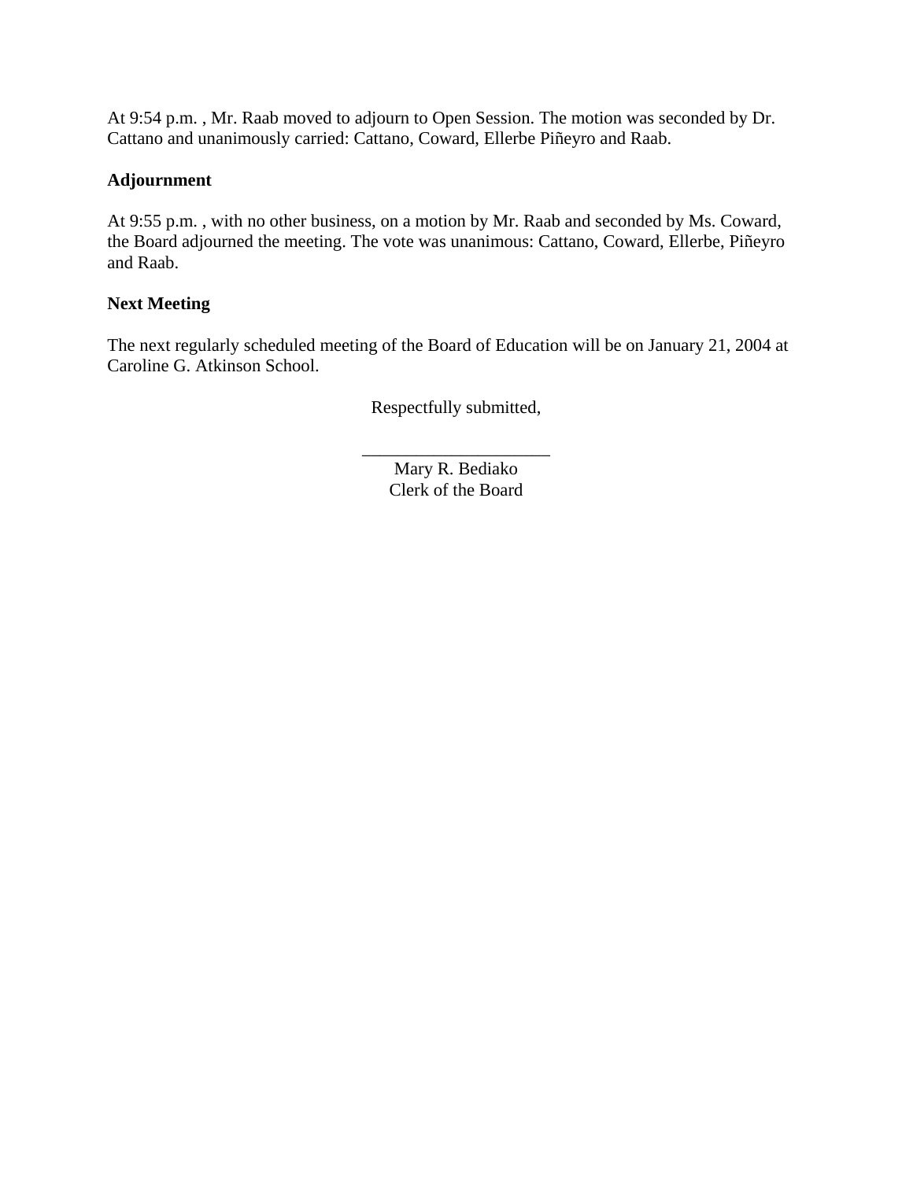At 9:54 p.m. , Mr. Raab moved to adjourn to Open Session. The motion was seconded by Dr. Cattano and unanimously carried: Cattano, Coward, Ellerbe Piñeyro and Raab.

**Adjournment**

At 9:55 p.m. , with no other business, on a motion by Mr. Raab and seconded by Ms. Coward, the Board adjourned the meeting. The vote was unanimous: Cattano, Coward, Ellerbe, Piñeyro and Raab.

**Next Meeting**

The next regularly scheduled meeting of the Board of Education will be on January 21, 2004 at Caroline G. Atkinson School.

Respectfully submitted,

_____________________

Mary R. Bediako
Clerk of the Board